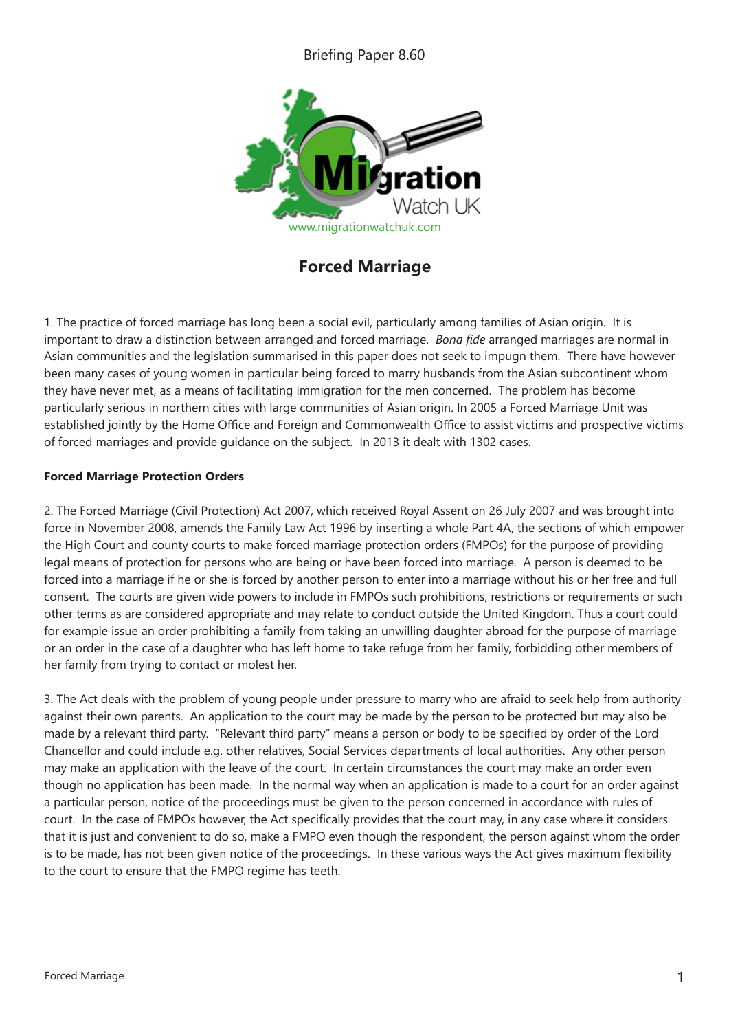Briefing Paper 8.60

www.migrationwatchuk.com

# Forced Marriage

1. The practice of forced marriage has long been a social evil, particularly among families of Asian origin. It is important to draw a distinction between arranged and forced marriage. *Bona fide* arranged marriages are normal in Asian communities and the legislation summarised in this paper does not seek to impugn them. There have however been many cases of young women in particular being forced to marry husbands from the Asian subcontinent whom they have never met, as a means of facilitating immigration for the men concerned. The problem has become particularly serious in northern cities with large communities of Asian origin. In 2005 a Forced Marriage Unit was established jointly by the Home Office and Foreign and Commonwealth Office to assist victims and prospective victims of forced marriages and provide guidance on the subject. In 2013 it dealt with 1302 cases.

**Forced Marriage Protection Orders**

2. The Forced Marriage (Civil Protection) Act 2007, which received Royal Assent on 26 July 2007 and was brought into force in November 2008, amends the Family Law Act 1996 by inserting a whole Part 4A, the sections of which empower the High Court and county courts to make forced marriage protection orders (FMPOs) for the purpose of providing legal means of protection for persons who are being or have been forced into marriage. A person is deemed to be forced into a marriage if he or she is forced by another person to enter into a marriage without his or her free and full consent. The courts are given wide powers to include in FMPOs such prohibitions, restrictions or requirements or such other terms as are considered appropriate and may relate to conduct outside the United Kingdom. Thus a court could for example issue an order prohibiting a family from taking an unwilling daughter abroad for the purpose of marriage or an order in the case of a daughter who has left home to take refuge from her family, forbidding other members of her family from trying to contact or molest her.

3. The Act deals with the problem of young people under pressure to marry who are afraid to seek help from authority against their own parents. An application to the court may be made by the person to be protected but may also be made by a relevant third party. "Relevant third party" means a person or body to be specified by order of the Lord Chancellor and could include e.g. other relatives, Social Services departments of local authorities. Any other person may make an application with the leave of the court. In certain circumstances the court may make an order even though no application has been made. In the normal way when an application is made to a court for an order against a particular person, notice of the proceedings must be given to the person concerned in accordance with rules of court. In the case of FMPOs however, the Act specifically provides that the court may, in any case where it considers that it is just and convenient to do so, make a FMPO even though the respondent, the person against whom the order is to be made, has not been given notice of the proceedings. In these various ways the Act gives maximum flexibility to the court to ensure that the FMPO regime has teeth.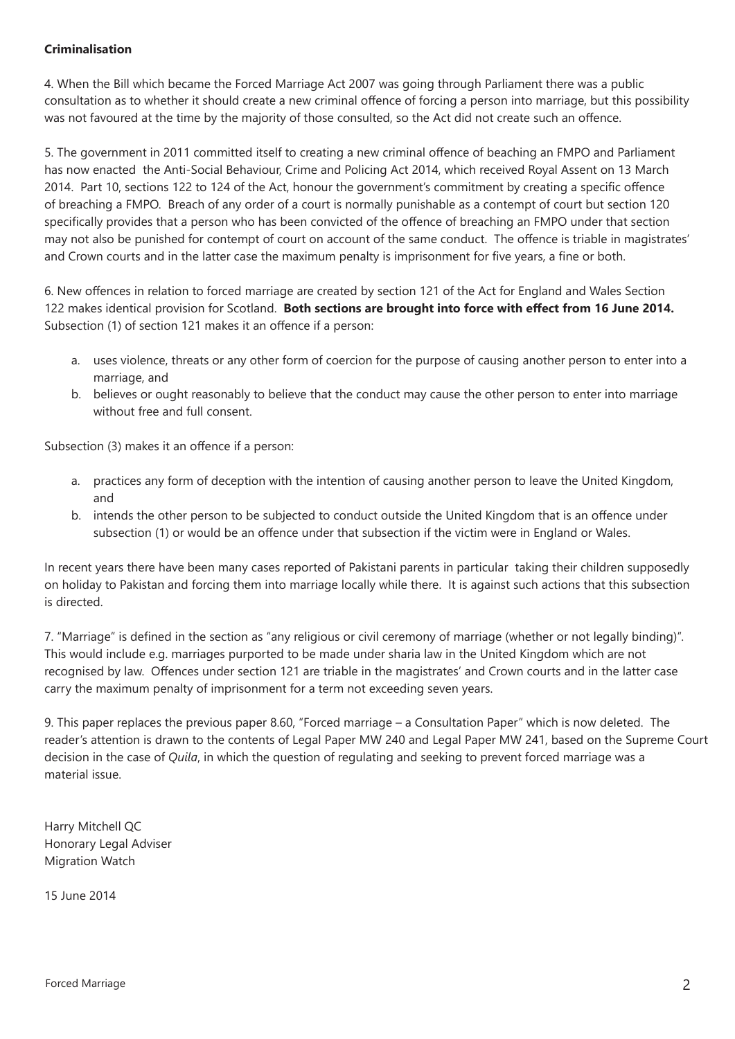**Criminalisation**

4. When the Bill which became the Forced Marriage Act 2007 was going through Parliament there was a public consultation as to whether it should create a new criminal offence of forcing a person into marriage, but this possibility was not favoured at the time by the majority of those consulted, so the Act did not create such an offence.

5. The government in 2011 committed itself to creating a new criminal offence of beaching an FMPO and Parliament has now enacted the Anti-Social Behaviour, Crime and Policing Act 2014, which received Royal Assent on 13 March 2014. Part 10, sections 122 to 124 of the Act, honour the government's commitment by creating a specific offence of breaching a FMPO. Breach of any order of a court is normally punishable as a contempt of court but section 120 specifically provides that a person who has been convicted of the offence of breaching an FMPO under that section may not also be punished for contempt of court on account of the same conduct. The offence is triable in magistrates' and Crown courts and in the latter case the maximum penalty is imprisonment for five years, a fine or both.

6. New offences in relation to forced marriage are created by section 121 of the Act for England and Wales Section 122 makes identical provision for Scotland. **Both sections are brought into force with effect from 16 June 2014.** Subsection (1) of section 121 makes it an offence if a person:

a. uses violence, threats or any other form of coercion for the purpose of causing another person to enter into a marriage, and
b. believes or ought reasonably to believe that the conduct may cause the other person to enter into marriage without free and full consent.

Subsection (3) makes it an offence if a person:

a. practices any form of deception with the intention of causing another person to leave the United Kingdom, and
b. intends the other person to be subjected to conduct outside the United Kingdom that is an offence under subsection (1) or would be an offence under that subsection if the victim were in England or Wales.

In recent years there have been many cases reported of Pakistani parents in particular taking their children supposedly on holiday to Pakistan and forcing them into marriage locally while there. It is against such actions that this subsection is directed.

7. "Marriage" is defined in the section as "any religious or civil ceremony of marriage (whether or not legally binding)". This would include e.g. marriages purported to be made under sharia law in the United Kingdom which are not recognised by law. Offences under section 121 are triable in the magistrates' and Crown courts and in the latter case carry the maximum penalty of imprisonment for a term not exceeding seven years.

9. This paper replaces the previous paper 8.60, "Forced marriage – a Consultation Paper" which is now deleted. The reader's attention is drawn to the contents of Legal Paper MW 240 and Legal Paper MW 241, based on the Supreme Court decision in the case of *Quila*, in which the question of regulating and seeking to prevent forced marriage was a material issue.

Harry Mitchell QC
Honorary Legal Adviser
Migration Watch

15 June 2014